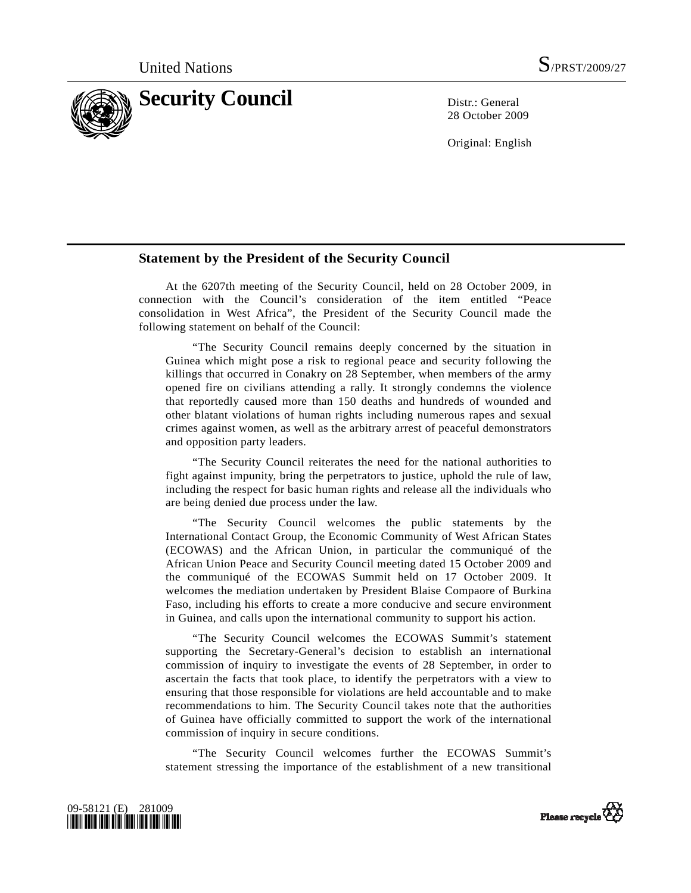United Nations S/PRST/2009/27

# Security Council

Distr.: General
28 October 2009

Original: English

## Statement by the President of the Security Council

At the 6207th meeting of the Security Council, held on 28 October 2009, in connection with the Council's consideration of the item entitled "Peace consolidation in West Africa", the President of the Security Council made the following statement on behalf of the Council:

"The Security Council remains deeply concerned by the situation in Guinea which might pose a risk to regional peace and security following the killings that occurred in Conakry on 28 September, when members of the army opened fire on civilians attending a rally. It strongly condemns the violence that reportedly caused more than 150 deaths and hundreds of wounded and other blatant violations of human rights including numerous rapes and sexual crimes against women, as well as the arbitrary arrest of peaceful demonstrators and opposition party leaders.

"The Security Council reiterates the need for the national authorities to fight against impunity, bring the perpetrators to justice, uphold the rule of law, including the respect for basic human rights and release all the individuals who are being denied due process under the law.

"The Security Council welcomes the public statements by the International Contact Group, the Economic Community of West African States (ECOWAS) and the African Union, in particular the communiqué of the African Union Peace and Security Council meeting dated 15 October 2009 and the communiqué of the ECOWAS Summit held on 17 October 2009. It welcomes the mediation undertaken by President Blaise Compaore of Burkina Faso, including his efforts to create a more conducive and secure environment in Guinea, and calls upon the international community to support his action.

"The Security Council welcomes the ECOWAS Summit's statement supporting the Secretary-General's decision to establish an international commission of inquiry to investigate the events of 28 September, in order to ascertain the facts that took place, to identify the perpetrators with a view to ensuring that those responsible for violations are held accountable and to make recommendations to him. The Security Council takes note that the authorities of Guinea have officially committed to support the work of the international commission of inquiry in secure conditions.

"The Security Council welcomes further the ECOWAS Summit's statement stressing the importance of the establishment of a new transitional

09-58121 (E) 281009

Please recycle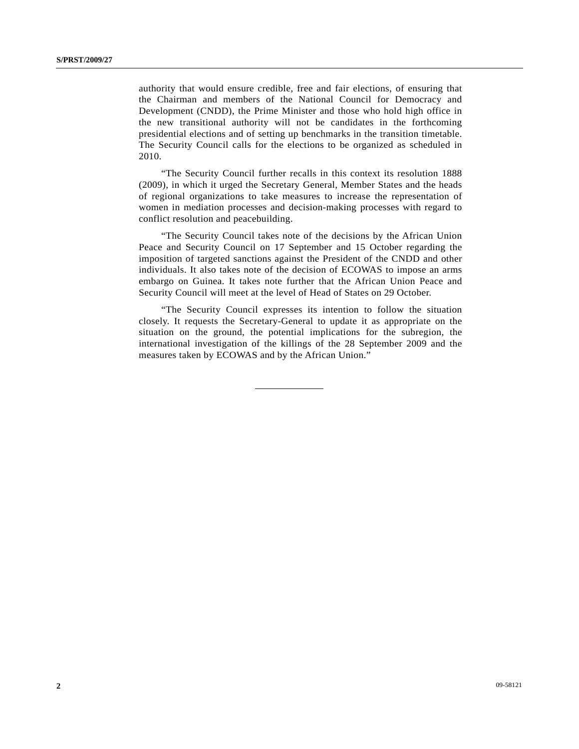authority that would ensure credible, free and fair elections, of ensuring that the Chairman and members of the National Council for Democracy and Development (CNDD), the Prime Minister and those who hold high office in the new transitional authority will not be candidates in the forthcoming presidential elections and of setting up benchmarks in the transition timetable. The Security Council calls for the elections to be organized as scheduled in 2010.

"The Security Council further recalls in this context its resolution 1888 (2009), in which it urged the Secretary General, Member States and the heads of regional organizations to take measures to increase the representation of women in mediation processes and decision-making processes with regard to conflict resolution and peacebuilding.

"The Security Council takes note of the decisions by the African Union Peace and Security Council on 17 September and 15 October regarding the imposition of targeted sanctions against the President of the CNDD and other individuals. It also takes note of the decision of ECOWAS to impose an arms embargo on Guinea. It takes note further that the African Union Peace and Security Council will meet at the level of Head of States on 29 October.

"The Security Council expresses its intention to follow the situation closely. It requests the Secretary-General to update it as appropriate on the situation on the ground, the potential implications for the subregion, the international investigation of the killings of the 28 September 2009 and the measures taken by ECOWAS and by the African Union."